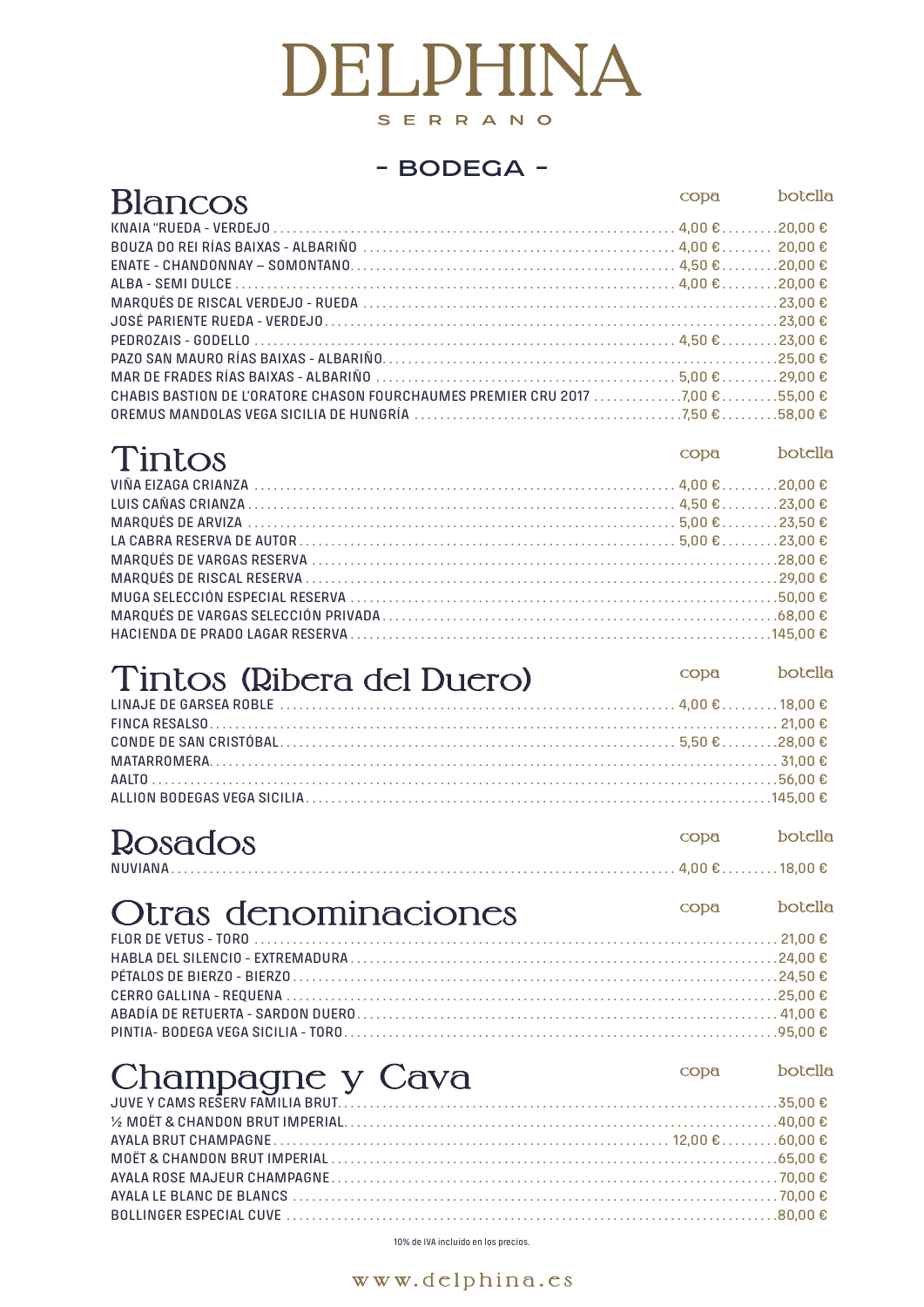# DELPHINA

SERRANO

## - BODEGA -

### Blancos

| | copa | botella |
|---|---|---|
| KNAIA "RUEDA - VERDEJO | 4,00 € | 20,00 € |
| BOUZA DO REI RÍAS BAIXAS - ALBARIÑO | 4,00 € | 20,00 € |
| ENATE - CHANDONNAY – SOMONTANO | 4,50 € | 20,00 € |
| ALBA - SEMI DULCE | 4,00 € | 20,00 € |
| MARQUÉS DE RISCAL VERDEJO - RUEDA | | 23,00 € |
| JOSÉ PARIENTE RUEDA - VERDEJO | | 23,00 € |
| PEDROZAIS - GODELLO | 4,50 € | 23,00 € |
| PAZO SAN MAURO RÍAS BAIXAS - ALBARIÑO | | 25,00 € |
| MAR DE FRADES RÍAS BAIXAS - ALBARIÑO | 5,00 € | 29,00 € |
| CHABIS BASTION DE L'ORATORE CHASON FOURCHAUMES PREMIER CRU 2017 | 7,00 € | 55,00 € |
| OREMUS MANDOLAS VEGA SICILIA DE HUNGRÍA | 7,50 € | 58,00 € |

### Tintos

| | copa | botella |
|---|---|---|
| VIÑA EIZAGA CRIANZA | 4,00 € | 20,00 € |
| LUIS CAÑAS CRIANZA | 4,50 € | 23,00 € |
| MARQUÉS DE ARVIZA | 5,00 € | 23,50 € |
| LA CABRA RESERVA DE AUTOR | 5,00 € | 23,00 € |
| MARQUÉS DE VARGAS RESERVA | | 28,00 € |
| MARQUÉS DE RISCAL RESERVA | | 29,00 € |
| MUGA SELECCIÓN ESPECIAL RESERVA | | 50,00 € |
| MARQUÉS DE VARGAS SELECCIÓN PRIVADA | | 68,00 € |
| HACIENDA DE PRADO LAGAR RESERVA | | 145,00 € |

### Tintos (Ribera del Duero)

| | copa | botella |
|---|---|---|
| LINAJE DE GARSEA ROBLE | 4,00 € | 18,00 € |
| FINCA RESALSO | | 21,00 € |
| CONDE DE SAN CRISTÓBAL | 5,50 € | 28,00 € |
| MATARROMERA | | 31,00 € |
| AALTO | | 56,00 € |
| ALLION BODEGAS VEGA SICILIA | | 145,00 € |

### Rosados

| | copa | botella |
|---|---|---|
| NUVIANA | 4,00 € | 18,00 € |

### Otras denominaciones

| | copa | botella |
|---|---|---|
| FLOR DE VETUS - TORO | | 21,00 € |
| HABLA DEL SILENCIO - EXTREMADURA | | 24,00 € |
| PÉTALOS DE BIERZO - BIERZO | | 24,50 € |
| CERRO GALLINA - REQUENA | | 25,00 € |
| ABADÍA DE RETUERTA - SARDON DUERO | | 41,00 € |
| PINTIA- BODEGA VEGA SICILIA - TORO | | 95,00 € |

### Champagne y Cava

| | copa | botella |
|---|---|---|
| JUVE Y CAMS RESERV FAMILIA BRUT | | 35,00 € |
| ½ MOËT & CHANDON BRUT IMPERIAL | | 40,00 € |
| AYALA BRUT CHAMPAGNE | 12,00 € | 60,00 € |
| MOËT & CHANDON BRUT IMPERIAL | | 65,00 € |
| AYALA ROSE MAJEUR CHAMPAGNE | | 70,00 € |
| AYALA LE BLANC DE BLANCS | | 70,00 € |
| BOLLINGER ESPECIAL CUVE | | 80,00 € |

10% de IVA incluido en los precios.

www.delphina.es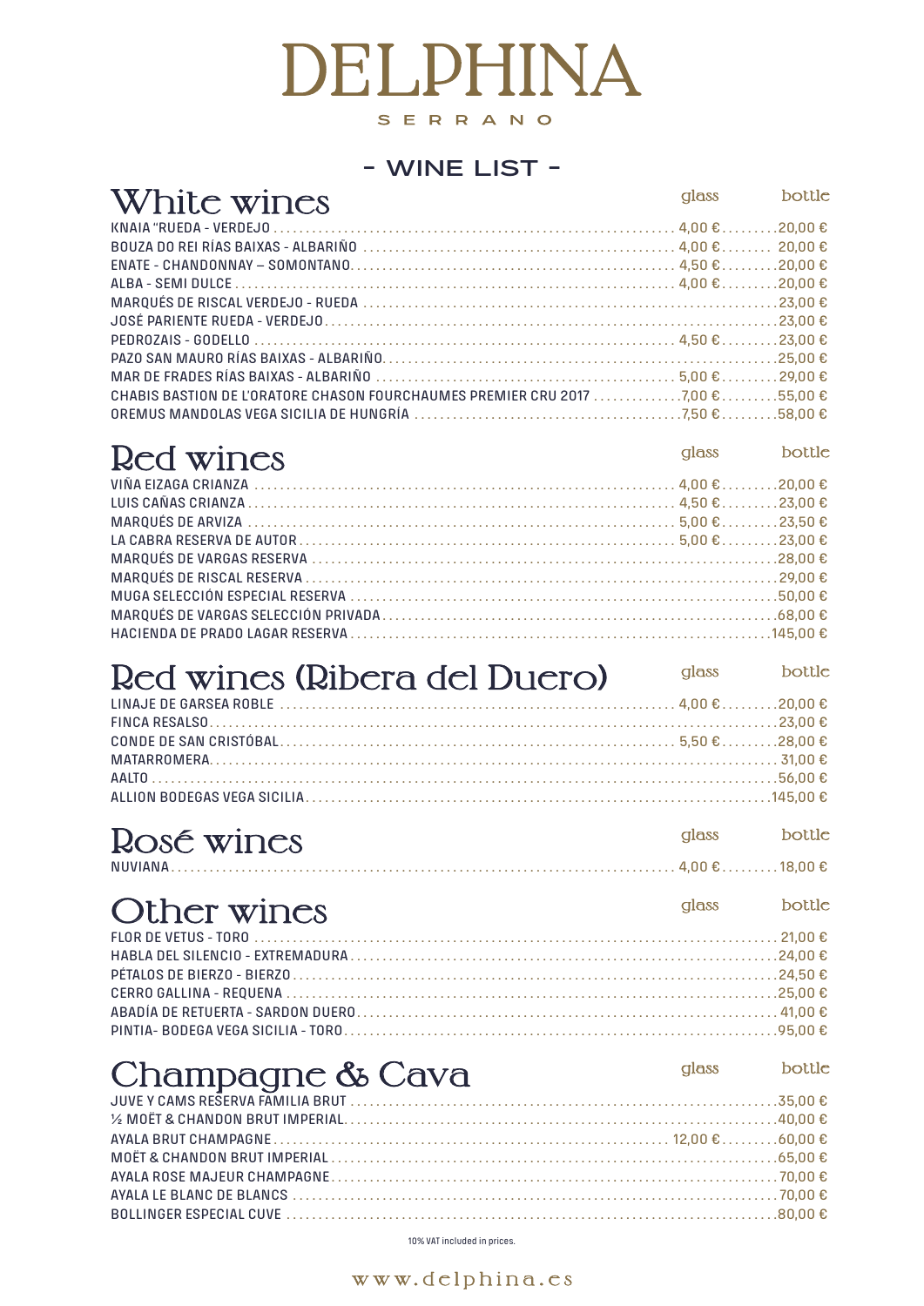# DELPHINA

SERRANO

## - WINE LIST -

## White wines

| | glass | bottle |
|---|---|---|
| KNAIA "RUEDA - VERDEJO | 4,00 € | 20,00 € |
| BOUZA DO REI RÍAS BAIXAS - ALBARIÑO | 4,00 € | 20,00 € |
| ENATE - CHANDONNAY – SOMONTANO | 4,50 € | 20,00 € |
| ALBA - SEMI DULCE | 4,00 € | 20,00 € |
| MARQUÉS DE RISCAL VERDEJO - RUEDA | | 23,00 € |
| JOSÉ PARIENTE RUEDA - VERDEJO | | 23,00 € |
| PEDROZAIS - GODELLO | 4,50 € | 23,00 € |
| PAZO SAN MAURO RÍAS BAIXAS - ALBARIÑO | | 25,00 € |
| MAR DE FRADES RÍAS BAIXAS - ALBARIÑO | 5,00 € | 29,00 € |
| CHABIS BASTION DE L'ORATORE CHASON FOURCHAUMES PREMIER CRU 2017 | 7,00 € | 55,00 € |
| OREMUS MANDOLAS VEGA SICILIA DE HUNGRÍA | 7,50 € | 58,00 € |

## Red wines

| | glass | bottle |
|---|---|---|
| VIÑA EIZAGA CRIANZA | 4,00 € | 20,00 € |
| LUIS CAÑAS CRIANZA | 4,50 € | 23,00 € |
| MARQUÉS DE ARVIZA | 5,00 € | 23,50 € |
| LA CABRA RESERVA DE AUTOR | 5,00 € | 23,00 € |
| MARQUÉS DE VARGAS RESERVA | | 28,00 € |
| MARQUÉS DE RISCAL RESERVA | | 29,00 € |
| MUGA SELECCIÓN ESPECIAL RESERVA | | 50,00 € |
| MARQUÉS DE VARGAS SELECCIÓN PRIVADA | | 68,00 € |
| HACIENDA DE PRADO LAGAR RESERVA | | 145,00 € |

## Red wines (Ribera del Duero)

| | glass | bottle |
|---|---|---|
| LINAJE DE GARSEA ROBLE | 4,00 € | 20,00 € |
| FINCA RESALSO | | 23,00 € |
| CONDE DE SAN CRISTÓBAL | 5,50 € | 28,00 € |
| MATARROMERA | | 31,00 € |
| AALTO | | 56,00 € |
| ALLION BODEGAS VEGA SICILIA | | 145,00 € |

## Rosé wines

| | glass | bottle |
|---|---|---|
| NUVIANA | 4,00 € | 18,00 € |

## Other wines

| | glass | bottle |
|---|---|---|
| FLOR DE VETUS - TORO | | 21,00 € |
| HABLA DEL SILENCIO - EXTREMADURA | | 24,00 € |
| PÉTALOS DE BIERZO - BIERZO | | 24,50 € |
| CERRO GALLINA - REQUENA | | 25,00 € |
| ABADÍA DE RETUERTA - SARDON DUERO | | 41,00 € |
| PINTIA- BODEGA VEGA SICILIA - TORO | | 95,00 € |

## Champagne & Cava

| | glass | bottle |
|---|---|---|
| JUVE Y CAMS RESERVA FAMILIA BRUT | | 35,00 € |
| ½ MOËT & CHANDON BRUT IMPERIAL | | 40,00 € |
| AYALA BRUT CHAMPAGNE | 12,00 € | 60,00 € |
| MOËT & CHANDON BRUT IMPERIAL | | 65,00 € |
| AYALA ROSE MAJEUR CHAMPAGNE | | 70,00 € |
| AYALA LE BLANC DE BLANCS | | 70,00 € |
| BOLLINGER ESPECIAL CUVE | | 80,00 € |

10% VAT included in prices.

www.delphina.es